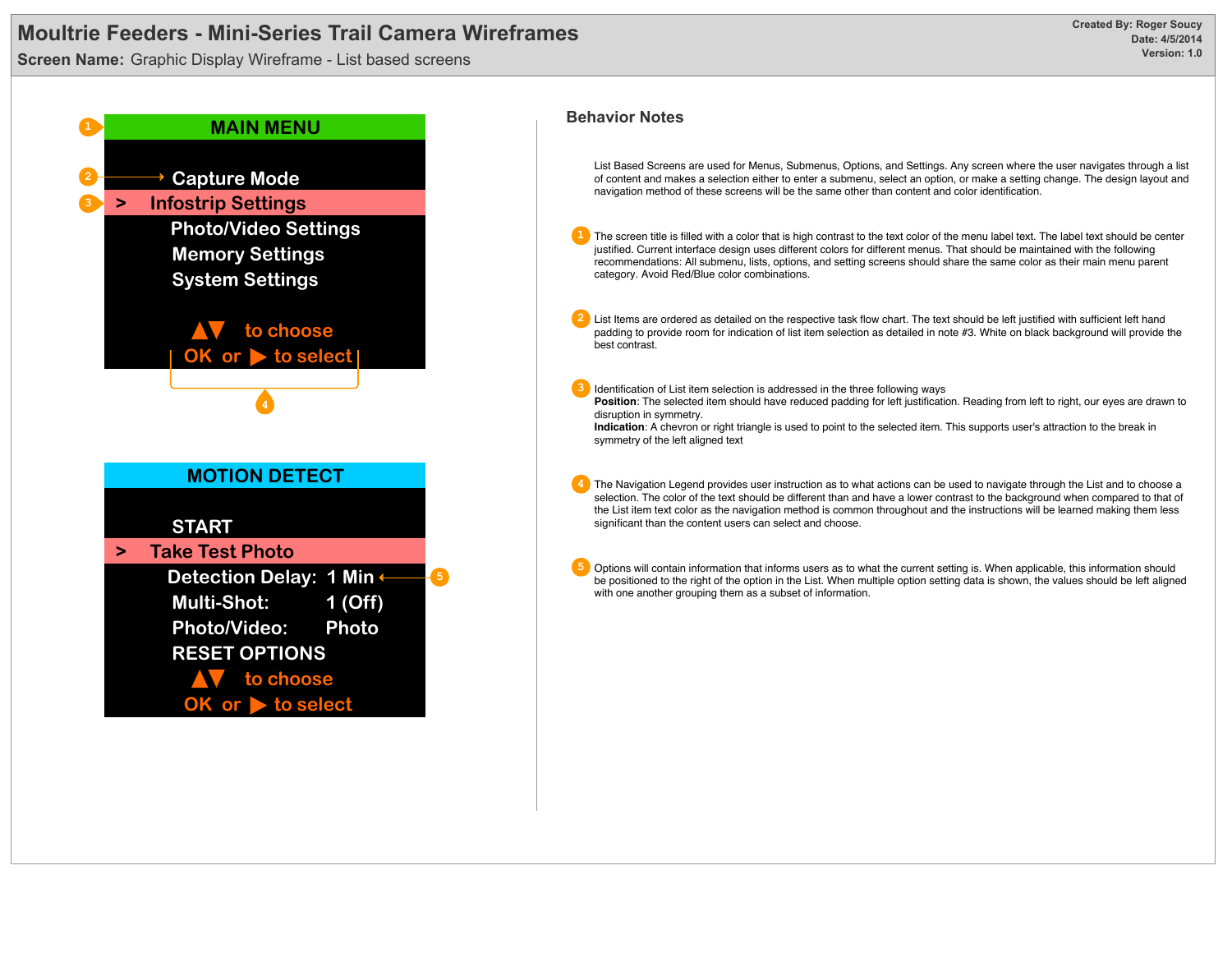# Moultrie Feeders - Mini-Series Trail Camera Wireframes

**Screen Name:** Graphic Display Wireframe - List based screens

**Created By: Roger Soucy**
**Date: 4/5/2014**
**Version: 1.0**

1 **MAIN MENU**

2 → Capture Mode

3 > Infostrip Settings

Photo/Video Settings

Memory Settings

System Settings

▲▼ to choose

OK or ▶ to select

4

**MOTION DETECT**

START

> Take Test Photo

Detection Delay: 1 Min ← 5

Multi-Shot: 1 (Off)

Photo/Video: Photo

RESET OPTIONS

▲▼ to choose

OK or ▶ to select

## Behavior Notes

List Based Screens are used for Menus, Submenus, Options, and Settings. Any screen where the user navigates through a list of content and makes a selection either to enter a submenu, select an option, or make a setting change. The design layout and navigation method of these screens will be the same other than content and color identification.

1. The screen title is filled with a color that is high contrast to the text color of the menu label text. The label text should be center justified. Current interface design uses different colors for different menus. That should be maintained with the following recommendations: All submenu, lists, options, and setting screens should share the same color as their main menu parent category. Avoid Red/Blue color combinations.

2. List Items are ordered as detailed on the respective task flow chart. The text should be left justified with sufficient left hand padding to provide room for indication of list item selection as detailed in note #3. White on black background will provide the best contrast.

3. Identification of List item selection is addressed in the three following ways
   **Position**: The selected item should have reduced padding for left justification. Reading from left to right, our eyes are drawn to disruption in symmetry.
   **Indication**: A chevron or right triangle is used to point to the selected item. This supports user's attraction to the break in symmetry of the left aligned text

4. The Navigation Legend provides user instruction as to what actions can be used to navigate through the List and to choose a selection. The color of the text should be different than and have a lower contrast to the background when compared to that of the List item text color as the navigation method is common throughout and the instructions will be learned making them less significant than the content users can select and choose.

5. Options will contain information that informs users as to what the current setting is. When applicable, this information should be positioned to the right of the option in the List. When multiple option setting data is shown, the values should be left aligned with one another grouping them as a subset of information.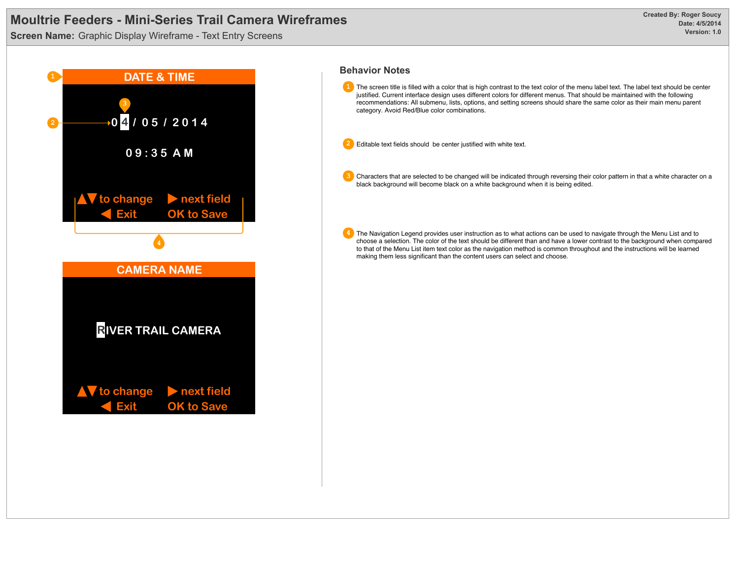# Moultrie Feeders - Mini-Series Trail Camera Wireframes

**Screen Name:** Graphic Display Wireframe - Text Entry Screens

**Created By: Roger Soucy**
**Date: 4/5/2014**
**Version: 1.0**

**DATE & TIME**

0 4 / 0 5 / 2 0 1 4

0 9 : 3 5 A M

▲▼ to change ▶ next field
◀ Exit OK to Save

**CAMERA NAME**

RIVER TRAIL CAMERA

▲▼ to change ▶ next field
◀ Exit OK to Save

## Behavior Notes

1. The screen title is filled with a color that is high contrast to the text color of the menu label text. The label text should be center justified. Current interface design uses different colors for different menus. That should be maintained with the following recommendations: All submenu, lists, options, and setting screens should share the same color as their main menu parent category. Avoid Red/Blue color combinations.

2. Editable text fields should be center justified with white text.

3. Characters that are selected to be changed will be indicated through reversing their color pattern in that a white character on a black background will become black on a white background when it is being edited.

4. The Navigation Legend provides user instruction as to what actions can be used to navigate through the Menu List and to choose a selection. The color of the text should be different than and have a lower contrast to the background when compared to that of the Menu List item text color as the navigation method is common throughout and the instructions will be learned making them less significant than the content users can select and choose.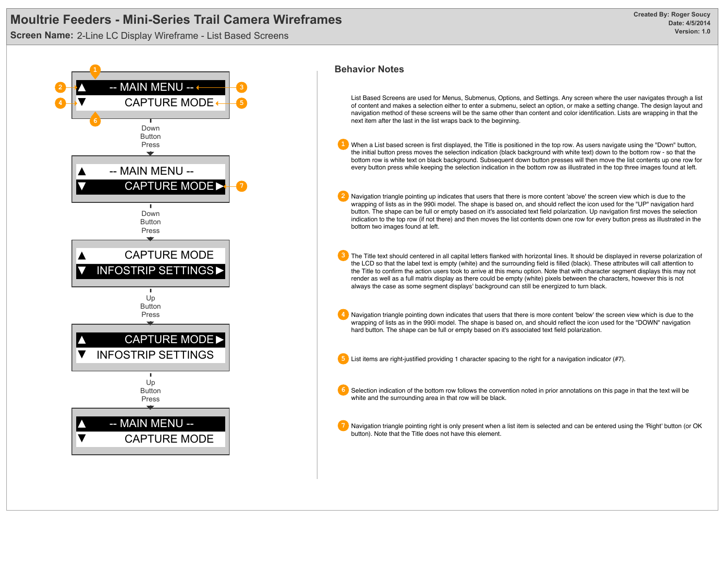# Moultrie Feeders - Mini-Series Trail Camera Wireframes

**Screen Name:** 2-Line LC Display Wireframe - List Based Screens

**Created By: Roger Soucy**
**Date: 4/5/2014**
**Version: 1.0**

```
▲  -- MAIN MENU --
▼     CAPTURE MODE
```

Down Button Press

```
▲  -- MAIN MENU --
▼     CAPTURE MODE ▶
```

Down Button Press

```
▲     CAPTURE MODE
▼  INFOSTRIP SETTINGS ▶
```

Up Button Press

```
▲     CAPTURE MODE ▶
▼  INFOSTRIP SETTINGS
```

Up Button Press

```
▲  -- MAIN MENU --
▼     CAPTURE MODE
```

## Behavior Notes

List Based Screens are used for Menus, Submenus, Options, and Settings. Any screen where the user navigates through a list of content and makes a selection either to enter a submenu, select an option, or make a setting change. The design layout and navigation method of these screens will be the same other than content and color identification. Lists are wrapping in that the next item after the last in the list wraps back to the beginning.

1. When a List based screen is first displayed, the Title is positioned in the top row. As users navigate using the "Down" button, the initial button press moves the selection indication (black background with white text) down to the bottom row - so that the bottom row is white text on black background. Subsequent down button presses will then move the list contents up one row for every button press while keeping the selection indication in the bottom row as illustrated in the top three images found at left.

2. Navigation triangle pointing up indicates that users that there is more content 'above' the screen view which is due to the wrapping of lists as in the 990i model. The shape is based on, and should reflect the icon used for the "UP" navigation hard button. The shape can be full or empty based on it's associated text field polarization. Up navigation first moves the selection indication to the top row (if not there) and then moves the list contents down one row for every button press as illustrated in the bottom two images found at left.

3. The Title text should centered in all capital letters flanked with horizontal lines. It should be displayed in reverse polarization of the LCD so that the label text is empty (white) and the surrounding field is filled (black). These attributes will call attention to the Title to confirm the action users took to arrive at this menu option. Note that with character segment displays this may not render as well as a full matrix display as there could be empty (white) pixels between the characters, however this is not always the case as some segment displays' background can still be energized to turn black.

4. Navigation triangle pointing down indicates that users that there is more content 'below' the screen view which is due to the wrapping of lists as in the 990i model. The shape is based on, and should reflect the icon used for the "DOWN" navigation hard button. The shape can be full or empty based on it's associated text field polarization.

5. List items are right-justified providing 1 character spacing to the right for a navigation indicator (#7).

6. Selection indication of the bottom row follows the convention noted in prior annotations on this page in that the text will be white and the surrounding area in that row will be black.

7. Navigation triangle pointing right is only present when a list item is selected and can be entered using the 'Right' button (or OK button). Note that the Title does not have this element.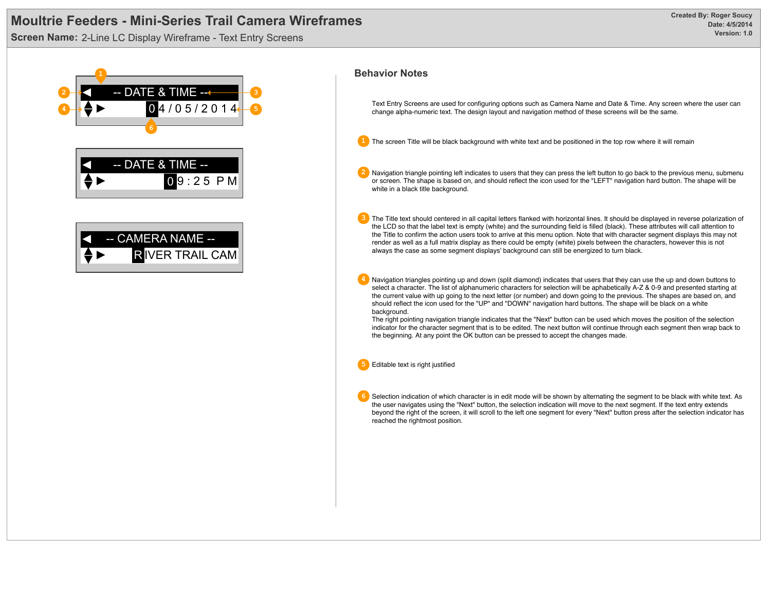# Moultrie Feeders - Mini-Series Trail Camera Wireframes

**Screen Name:** 2-Line LC Display Wireframe - Text Entry Screens

**Created By: Roger Soucy**
**Date: 4/5/2014**
**Version: 1.0**

1

2 ◀ -- DATE & TIME -- 3

4 ▲▼ ▶ 04/05/2014 5

6

◀ -- DATE & TIME --

▲▼ ▶ 09:25 PM

◀ -- CAMERA NAME --

▲▼ ▶ RIVER TRAIL CAM

## Behavior Notes

Text Entry Screens are used for configuring options such as Camera Name and Date & Time. Any screen where the user can change alpha-numeric text. The design layout and navigation method of these screens will be the same.

1. The screen Title will be black background with white text and be positioned in the top row where it will remain

2. Navigation triangle pointing left indicates to users that they can press the left button to go back to the previous menu, submenu or screen. The shape is based on, and should reflect the icon used for the "LEFT" navigation hard button. The shape will be white in a black title background.

3. The Title text should centered in all capital letters flanked with horizontal lines. It should be displayed in reverse polarization of the LCD so that the label text is empty (white) and the surrounding field is filled (black). These attributes will call attention to the Title to confirm the action users took to arrive at this menu option. Note that with character segment displays this may not render as well as a full matrix display as there could be empty (white) pixels between the characters, however this is not always the case as some segment displays' background can still be energized to turn black.

4. Navigation triangles pointing up and down (split diamond) indicates that users that they can use the up and down buttons to select a character. The list of alphanumeric characters for selection will be aphabetically A-Z & 0-9 and presented starting at the current value with up going to the next letter (or number) and down going to the previous. The shapes are based on, and should reflect the icon used for the "UP" and "DOWN" navigation hard buttons. The shape will be black on a white background.
   The right pointing navigation triangle indicates that the "Next" button can be used which moves the position of the selection indicator for the character segment that is to be edited. The next button will continue through each segment then wrap back to the beginning. At any point the OK button can be pressed to accept the changes made.

5. Editable text is right justified

6. Selection indication of which character is in edit mode will be shown by alternating the segment to be black with white text. As the user navigates using the "Next" button, the selection indication will move to the next segment. If the text entry extends beyond the right of the screen, it will scroll to the left one segment for every "Next" button press after the selection indicator has reached the rightmost position.